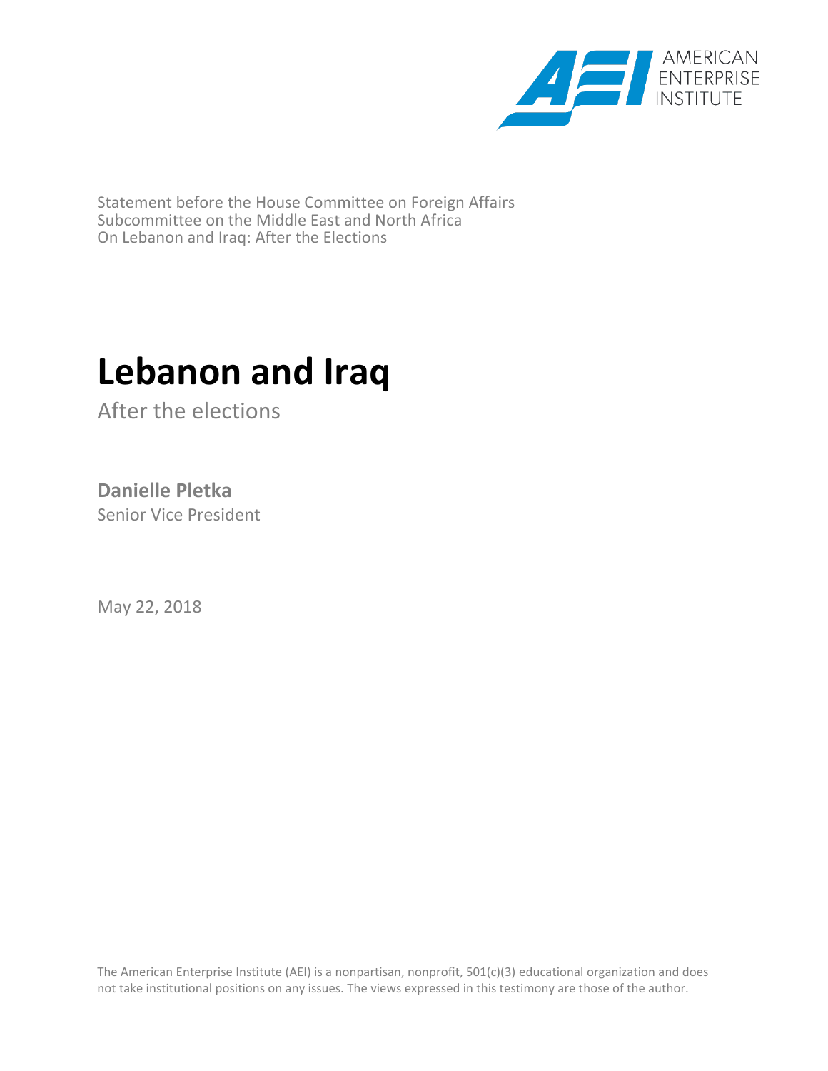AMERICAN ENTERPRISE INSTITUTE

Statement before the House Committee on Foreign Affairs
Subcommittee on the Middle East and North Africa
On Lebanon and Iraq: After the Elections

# Lebanon and Iraq

After the elections

**Danielle Pletka**
Senior Vice President

May 22, 2018

The American Enterprise Institute (AEI) is a nonpartisan, nonprofit, 501(c)(3) educational organization and does not take institutional positions on any issues. The views expressed in this testimony are those of the author.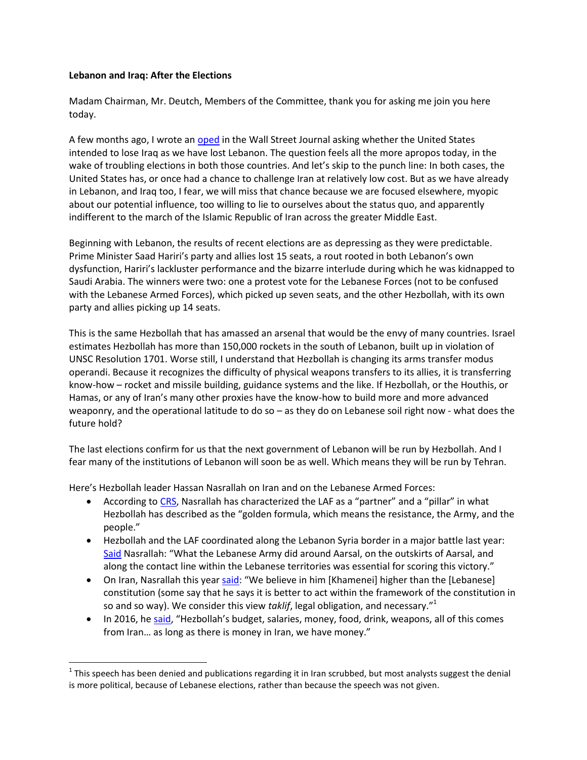**Lebanon and Iraq: After the Elections**

Madam Chairman, Mr. Deutch, Members of the Committee, thank you for asking me join you here today.

A few months ago, I wrote an oped in the Wall Street Journal asking whether the United States intended to lose Iraq as we have lost Lebanon. The question feels all the more apropos today, in the wake of troubling elections in both those countries. And let's skip to the punch line: In both cases, the United States has, or once had a chance to challenge Iran at relatively low cost. But as we have already in Lebanon, and Iraq too, I fear, we will miss that chance because we are focused elsewhere, myopic about our potential influence, too willing to lie to ourselves about the status quo, and apparently indifferent to the march of the Islamic Republic of Iran across the greater Middle East.

Beginning with Lebanon, the results of recent elections are as depressing as they were predictable. Prime Minister Saad Hariri's party and allies lost 15 seats, a rout rooted in both Lebanon's own dysfunction, Hariri's lackluster performance and the bizarre interlude during which he was kidnapped to Saudi Arabia. The winners were two: one a protest vote for the Lebanese Forces (not to be confused with the Lebanese Armed Forces), which picked up seven seats, and the other Hezbollah, with its own party and allies picking up 14 seats.

This is the same Hezbollah that has amassed an arsenal that would be the envy of many countries. Israel estimates Hezbollah has more than 150,000 rockets in the south of Lebanon, built up in violation of UNSC Resolution 1701. Worse still, I understand that Hezbollah is changing its arms transfer modus operandi. Because it recognizes the difficulty of physical weapons transfers to its allies, it is transferring know-how – rocket and missile building, guidance systems and the like. If Hezbollah, or the Houthis, or Hamas, or any of Iran's many other proxies have the know-how to build more and more advanced weaponry, and the operational latitude to do so – as they do on Lebanese soil right now - what does the future hold?

The last elections confirm for us that the next government of Lebanon will be run by Hezbollah. And I fear many of the institutions of Lebanon will soon be as well. Which means they will be run by Tehran.

Here's Hezbollah leader Hassan Nasrallah on Iran and on the Lebanese Armed Forces:

- According to CRS, Nasrallah has characterized the LAF as a "partner" and a "pillar" in what Hezbollah has described as the "golden formula, which means the resistance, the Army, and the people."
- Hezbollah and the LAF coordinated along the Lebanon Syria border in a major battle last year: Said Nasrallah: "What the Lebanese Army did around Aarsal, on the outskirts of Aarsal, and along the contact line within the Lebanese territories was essential for scoring this victory."
- On Iran, Nasrallah this year said: "We believe in him [Khamenei] higher than the [Lebanese] constitution (some say that he says it is better to act within the framework of the constitution in so and so way). We consider this view *taklif*, legal obligation, and necessary."[1]
- In 2016, he said, "Hezbollah's budget, salaries, money, food, drink, weapons, all of this comes from Iran… as long as there is money in Iran, we have money."

[1] This speech has been denied and publications regarding it in Iran scrubbed, but most analysts suggest the denial is more political, because of Lebanese elections, rather than because the speech was not given.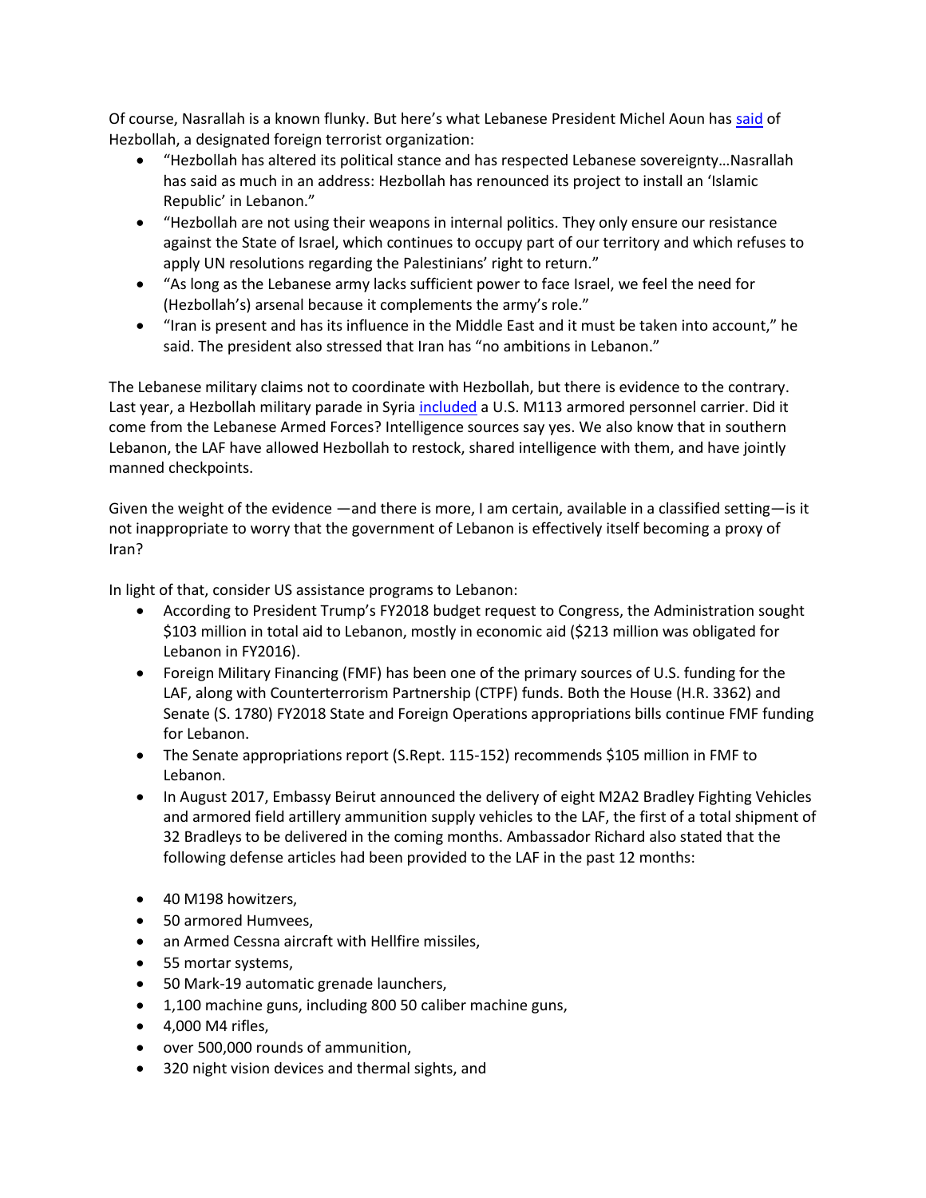Of course, Nasrallah is a known flunky. But here's what Lebanese President Michel Aoun has said of Hezbollah, a designated foreign terrorist organization:

- "Hezbollah has altered its political stance and has respected Lebanese sovereignty…Nasrallah has said as much in an address: Hezbollah has renounced its project to install an 'Islamic Republic' in Lebanon."
- "Hezbollah are not using their weapons in internal politics. They only ensure our resistance against the State of Israel, which continues to occupy part of our territory and which refuses to apply UN resolutions regarding the Palestinians' right to return."
- "As long as the Lebanese army lacks sufficient power to face Israel, we feel the need for (Hezbollah's) arsenal because it complements the army's role."
- "Iran is present and has its influence in the Middle East and it must be taken into account," he said. The president also stressed that Iran has "no ambitions in Lebanon."

The Lebanese military claims not to coordinate with Hezbollah, but there is evidence to the contrary. Last year, a Hezbollah military parade in Syria included a U.S. M113 armored personnel carrier. Did it come from the Lebanese Armed Forces? Intelligence sources say yes. We also know that in southern Lebanon, the LAF have allowed Hezbollah to restock, shared intelligence with them, and have jointly manned checkpoints.

Given the weight of the evidence —and there is more, I am certain, available in a classified setting—is it not inappropriate to worry that the government of Lebanon is effectively itself becoming a proxy of Iran?

In light of that, consider US assistance programs to Lebanon:

- According to President Trump's FY2018 budget request to Congress, the Administration sought $103 million in total aid to Lebanon, mostly in economic aid ($213 million was obligated for Lebanon in FY2016).
- Foreign Military Financing (FMF) has been one of the primary sources of U.S. funding for the LAF, along with Counterterrorism Partnership (CTPF) funds. Both the House (H.R. 3362) and Senate (S. 1780) FY2018 State and Foreign Operations appropriations bills continue FMF funding for Lebanon.
- The Senate appropriations report (S.Rept. 115-152) recommends $105 million in FMF to Lebanon.
- In August 2017, Embassy Beirut announced the delivery of eight M2A2 Bradley Fighting Vehicles and armored field artillery ammunition supply vehicles to the LAF, the first of a total shipment of 32 Bradleys to be delivered in the coming months. Ambassador Richard also stated that the following defense articles had been provided to the LAF in the past 12 months:

- 40 M198 howitzers,
- 50 armored Humvees,
- an Armed Cessna aircraft with Hellfire missiles,
- 55 mortar systems,
- 50 Mark-19 automatic grenade launchers,
- 1,100 machine guns, including 800 50 caliber machine guns,
- 4,000 M4 rifles,
- over 500,000 rounds of ammunition,
- 320 night vision devices and thermal sights, and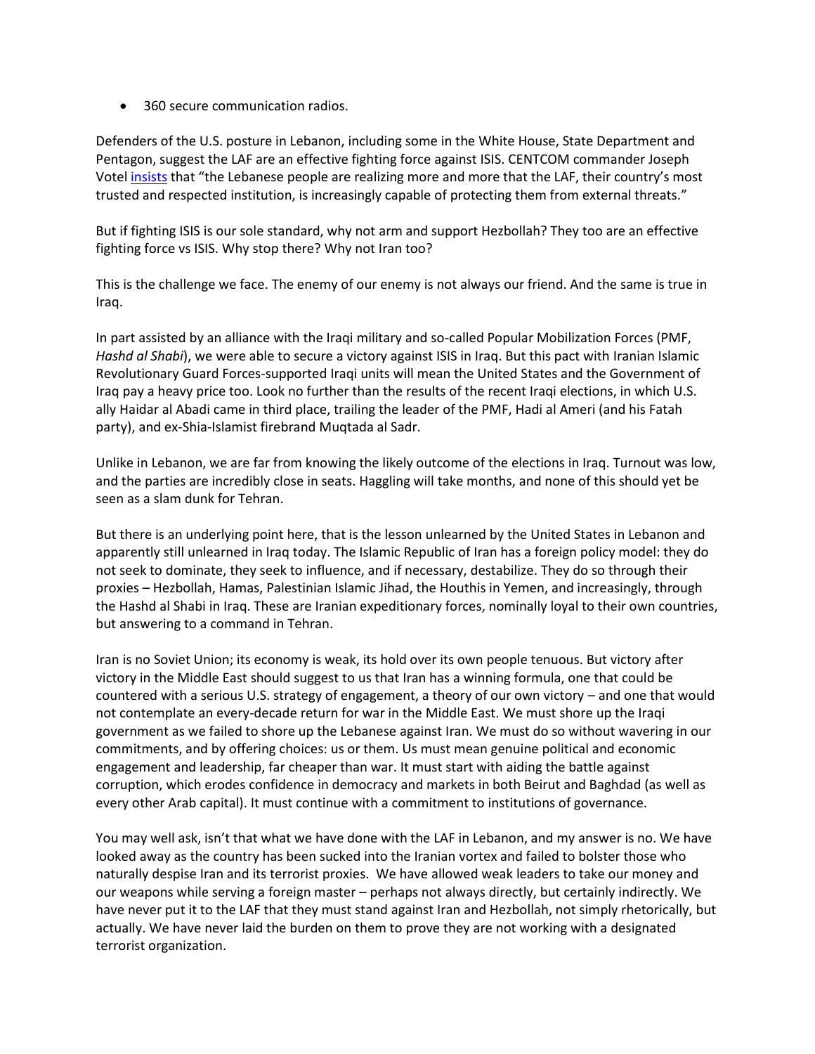- 360 secure communication radios.

Defenders of the U.S. posture in Lebanon, including some in the White House, State Department and Pentagon, suggest the LAF are an effective fighting force against ISIS. CENTCOM commander Joseph Votel insists that "the Lebanese people are realizing more and more that the LAF, their country's most trusted and respected institution, is increasingly capable of protecting them from external threats."

But if fighting ISIS is our sole standard, why not arm and support Hezbollah? They too are an effective fighting force vs ISIS. Why stop there? Why not Iran too?

This is the challenge we face. The enemy of our enemy is not always our friend. And the same is true in Iraq.

In part assisted by an alliance with the Iraqi military and so-called Popular Mobilization Forces (PMF, *Hashd al Shabi*), we were able to secure a victory against ISIS in Iraq. But this pact with Iranian Islamic Revolutionary Guard Forces-supported Iraqi units will mean the United States and the Government of Iraq pay a heavy price too. Look no further than the results of the recent Iraqi elections, in which U.S. ally Haidar al Abadi came in third place, trailing the leader of the PMF, Hadi al Ameri (and his Fatah party), and ex-Shia-Islamist firebrand Muqtada al Sadr.

Unlike in Lebanon, we are far from knowing the likely outcome of the elections in Iraq. Turnout was low, and the parties are incredibly close in seats. Haggling will take months, and none of this should yet be seen as a slam dunk for Tehran.

But there is an underlying point here, that is the lesson unlearned by the United States in Lebanon and apparently still unlearned in Iraq today. The Islamic Republic of Iran has a foreign policy model: they do not seek to dominate, they seek to influence, and if necessary, destabilize. They do so through their proxies – Hezbollah, Hamas, Palestinian Islamic Jihad, the Houthis in Yemen, and increasingly, through the Hashd al Shabi in Iraq. These are Iranian expeditionary forces, nominally loyal to their own countries, but answering to a command in Tehran.

Iran is no Soviet Union; its economy is weak, its hold over its own people tenuous. But victory after victory in the Middle East should suggest to us that Iran has a winning formula, one that could be countered with a serious U.S. strategy of engagement, a theory of our own victory – and one that would not contemplate an every-decade return for war in the Middle East. We must shore up the Iraqi government as we failed to shore up the Lebanese against Iran. We must do so without wavering in our commitments, and by offering choices: us or them. Us must mean genuine political and economic engagement and leadership, far cheaper than war. It must start with aiding the battle against corruption, which erodes confidence in democracy and markets in both Beirut and Baghdad (as well as every other Arab capital). It must continue with a commitment to institutions of governance.

You may well ask, isn't that what we have done with the LAF in Lebanon, and my answer is no. We have looked away as the country has been sucked into the Iranian vortex and failed to bolster those who naturally despise Iran and its terrorist proxies. We have allowed weak leaders to take our money and our weapons while serving a foreign master – perhaps not always directly, but certainly indirectly. We have never put it to the LAF that they must stand against Iran and Hezbollah, not simply rhetorically, but actually. We have never laid the burden on them to prove they are not working with a designated terrorist organization.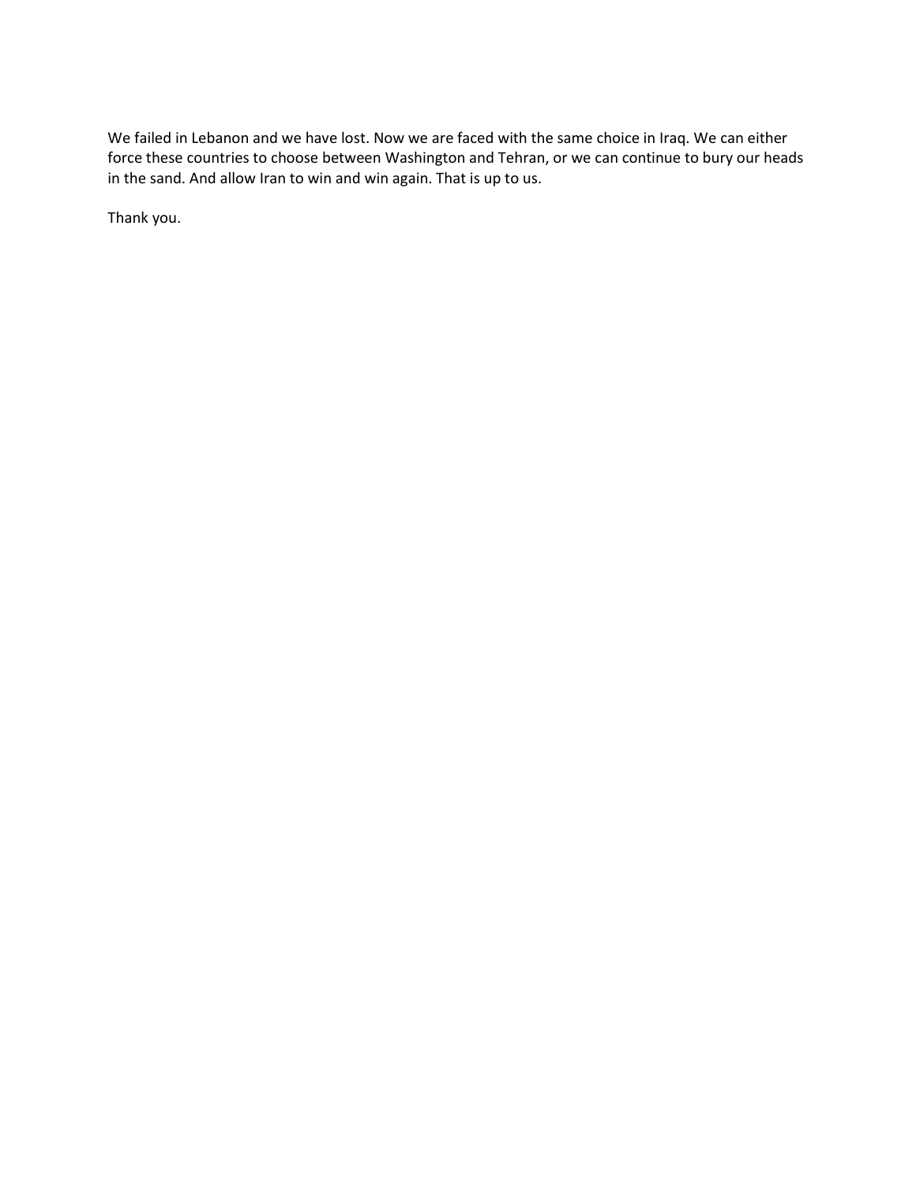We failed in Lebanon and we have lost. Now we are faced with the same choice in Iraq. We can either force these countries to choose between Washington and Tehran, or we can continue to bury our heads in the sand. And allow Iran to win and win again. That is up to us.

Thank you.